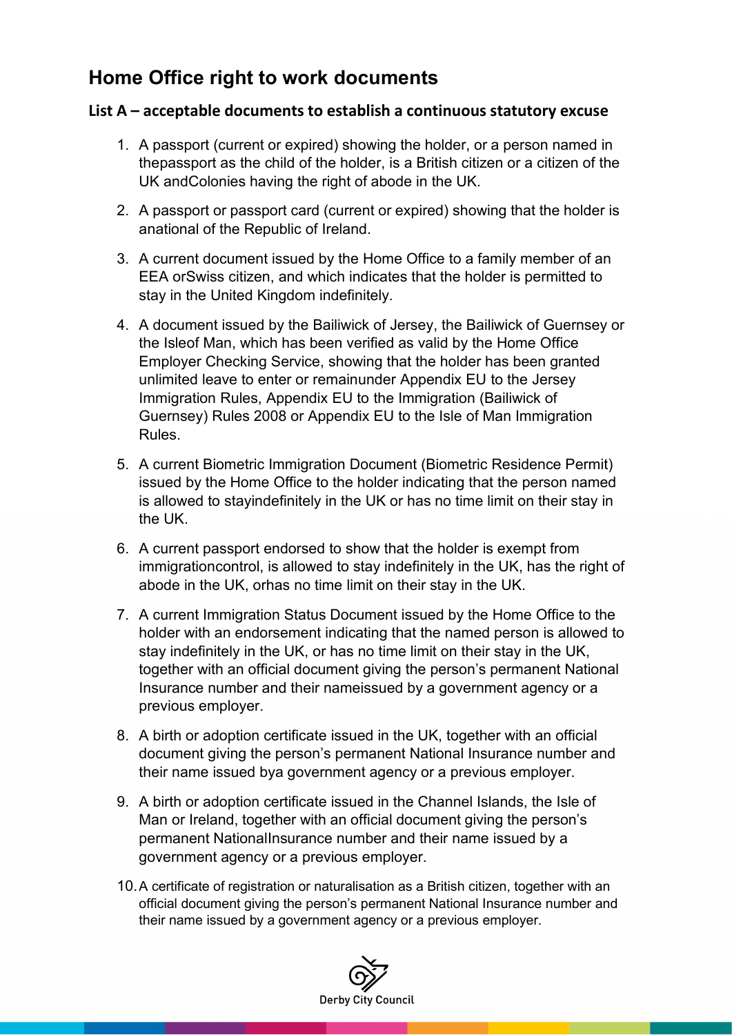# Home Office right to work documents

## List A – acceptable documents to establish a continuous statutory excuse

1. A passport (current or expired) showing the holder, or a person named in thepassport as the child of the holder, is a British citizen or a citizen of the UK andColonies having the right of abode in the UK.
2. A passport or passport card (current or expired) showing that the holder is anational of the Republic of Ireland.
3. A current document issued by the Home Office to a family member of an EEA orSwiss citizen, and which indicates that the holder is permitted to stay in the United Kingdom indefinitely.
4. A document issued by the Bailiwick of Jersey, the Bailiwick of Guernsey or the Isleof Man, which has been verified as valid by the Home Office Employer Checking Service, showing that the holder has been granted unlimited leave to enter or remainunder Appendix EU to the Jersey Immigration Rules, Appendix EU to the Immigration (Bailiwick of Guernsey) Rules 2008 or Appendix EU to the Isle of Man Immigration Rules.
5. A current Biometric Immigration Document (Biometric Residence Permit) issued by the Home Office to the holder indicating that the person named is allowed to stayindefinitely in the UK or has no time limit on their stay in the UK.
6. A current passport endorsed to show that the holder is exempt from immigrationcontrol, is allowed to stay indefinitely in the UK, has the right of abode in the UK, orhas no time limit on their stay in the UK.
7. A current Immigration Status Document issued by the Home Office to the holder with an endorsement indicating that the named person is allowed to stay indefinitely in the UK, or has no time limit on their stay in the UK, together with an official document giving the person's permanent National Insurance number and their nameissued by a government agency or a previous employer.
8. A birth or adoption certificate issued in the UK, together with an official document giving the person's permanent National Insurance number and their name issued bya government agency or a previous employer.
9. A birth or adoption certificate issued in the Channel Islands, the Isle of Man or Ireland, together with an official document giving the person's permanent NationalInsurance number and their name issued by a government agency or a previous employer.
10. A certificate of registration or naturalisation as a British citizen, together with an official document giving the person's permanent National Insurance number and their name issued by a government agency or a previous employer.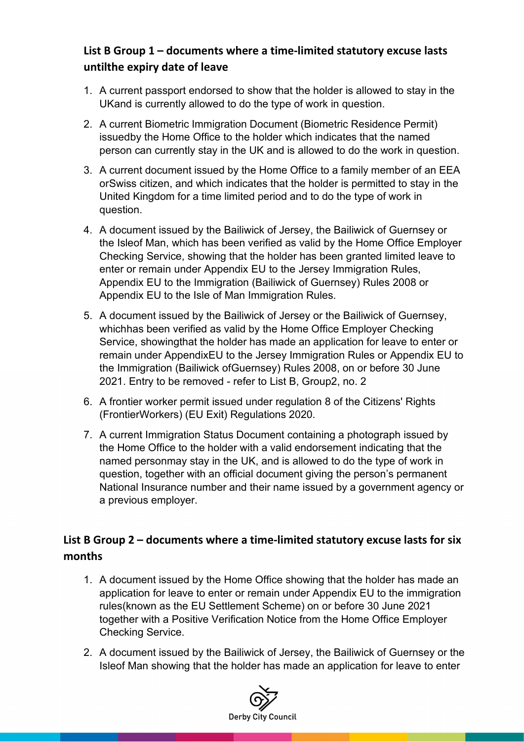## List B Group 1 – documents where a time-limited statutory excuse lasts untilthe expiry date of leave

1. A current passport endorsed to show that the holder is allowed to stay in the UKand is currently allowed to do the type of work in question.
2. A current Biometric Immigration Document (Biometric Residence Permit) issuedby the Home Office to the holder which indicates that the named person can currently stay in the UK and is allowed to do the work in question.
3. A current document issued by the Home Office to a family member of an EEA orSwiss citizen, and which indicates that the holder is permitted to stay in the United Kingdom for a time limited period and to do the type of work in question.
4. A document issued by the Bailiwick of Jersey, the Bailiwick of Guernsey or the Isleof Man, which has been verified as valid by the Home Office Employer Checking Service, showing that the holder has been granted limited leave to enter or remain under Appendix EU to the Jersey Immigration Rules, Appendix EU to the Immigration (Bailiwick of Guernsey) Rules 2008 or Appendix EU to the Isle of Man Immigration Rules.
5. A document issued by the Bailiwick of Jersey or the Bailiwick of Guernsey, whichhas been verified as valid by the Home Office Employer Checking Service, showingthat the holder has made an application for leave to enter or remain under AppendixEU to the Jersey Immigration Rules or Appendix EU to the Immigration (Bailiwick ofGuernsey) Rules 2008, on or before 30 June 2021. Entry to be removed - refer to List B, Group2, no. 2
6. A frontier worker permit issued under regulation 8 of the Citizens' Rights (FrontierWorkers) (EU Exit) Regulations 2020.
7. A current Immigration Status Document containing a photograph issued by the Home Office to the holder with a valid endorsement indicating that the named personmay stay in the UK, and is allowed to do the type of work in question, together with an official document giving the person's permanent National Insurance number and their name issued by a government agency or a previous employer.

## List B Group 2 – documents where a time-limited statutory excuse lasts for six months

1. A document issued by the Home Office showing that the holder has made an application for leave to enter or remain under Appendix EU to the immigration rules(known as the EU Settlement Scheme) on or before 30 June 2021 together with a Positive Verification Notice from the Home Office Employer Checking Service.
2. A document issued by the Bailiwick of Jersey, the Bailiwick of Guernsey or the Isleof Man showing that the holder has made an application for leave to enter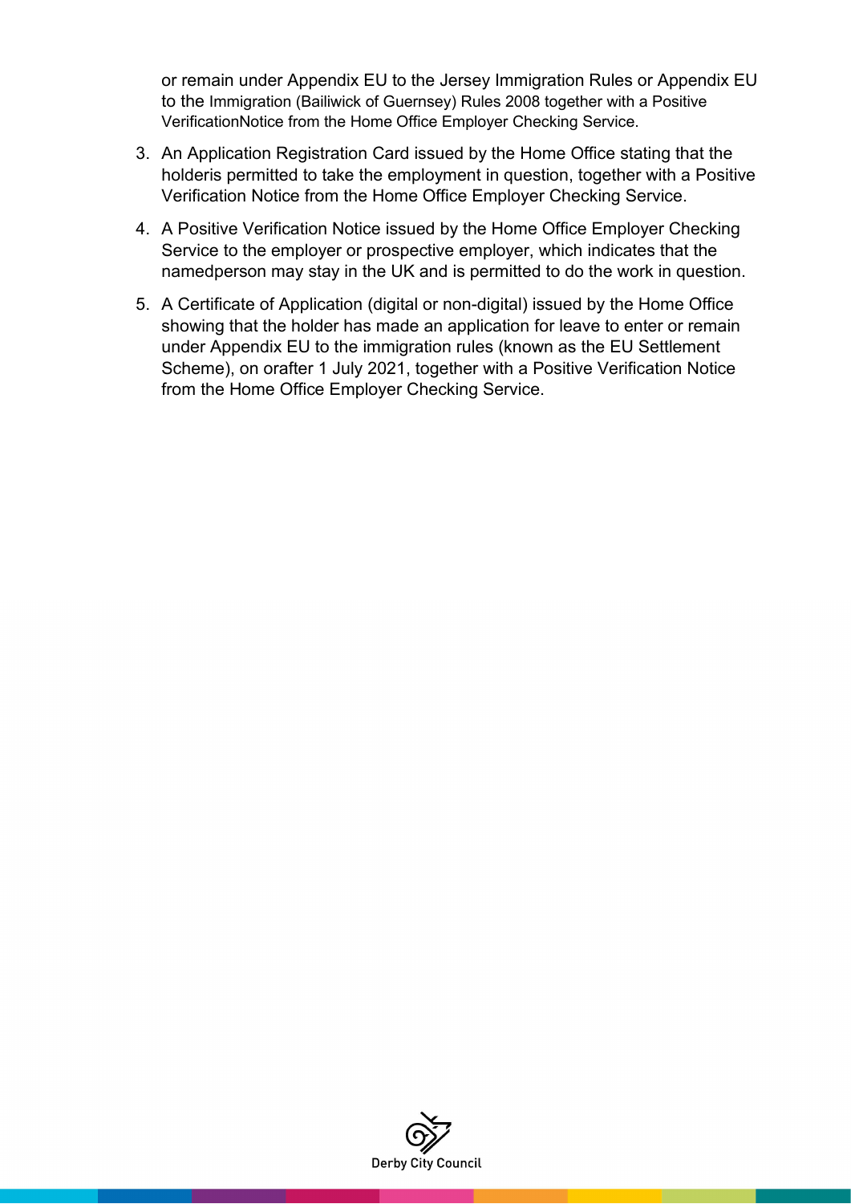or remain under Appendix EU to the Jersey Immigration Rules or Appendix EU to the Immigration (Bailiwick of Guernsey) Rules 2008 together with a Positive VerificationNotice from the Home Office Employer Checking Service.

3. An Application Registration Card issued by the Home Office stating that the holderis permitted to take the employment in question, together with a Positive Verification Notice from the Home Office Employer Checking Service.
4. A Positive Verification Notice issued by the Home Office Employer Checking Service to the employer or prospective employer, which indicates that the namedperson may stay in the UK and is permitted to do the work in question.
5. A Certificate of Application (digital or non-digital) issued by the Home Office showing that the holder has made an application for leave to enter or remain under Appendix EU to the immigration rules (known as the EU Settlement Scheme), on orafter 1 July 2021, together with a Positive Verification Notice from the Home Office Employer Checking Service.